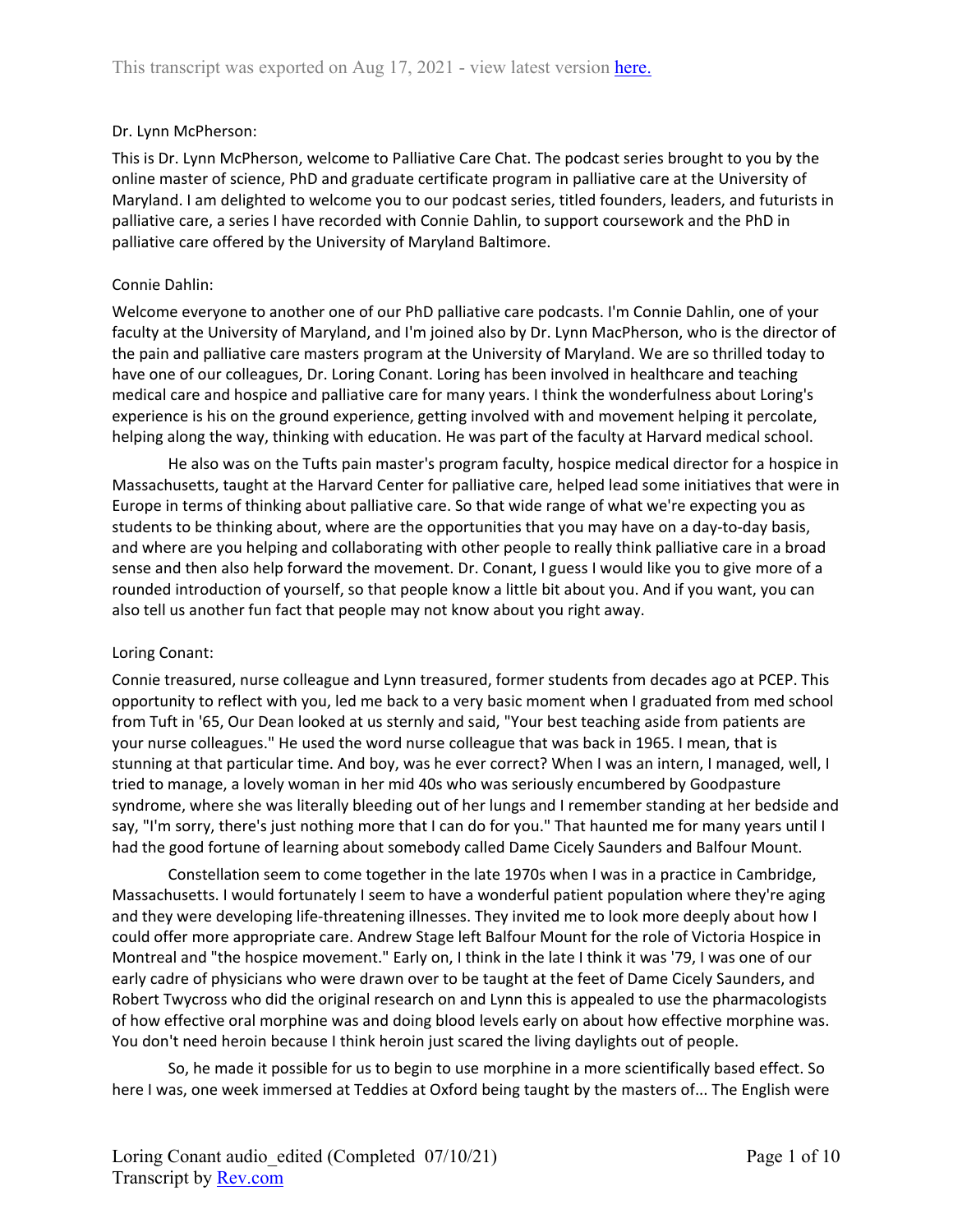Dr. Lynn McPherson:

This is Dr. Lynn McPherson, welcome to Palliative Care Chat. The podcast series brought to you by the online master of science, PhD and graduate certificate program in palliative care at the University of Maryland. I am delighted to welcome you to our podcast series, titled founders, leaders, and futurists in palliative care, a series I have recorded with Connie Dahlin, to support coursework and the PhD in palliative care offered by the University of Maryland Baltimore.

Connie Dahlin:

Welcome everyone to another one of our PhD palliative care podcasts. I'm Connie Dahlin, one of your faculty at the University of Maryland, and I'm joined also by Dr. Lynn MacPherson, who is the director of the pain and palliative care masters program at the University of Maryland. We are so thrilled today to have one of our colleagues, Dr. Loring Conant. Loring has been involved in healthcare and teaching medical care and hospice and palliative care for many years. I think the wonderfulness about Loring's experience is his on the ground experience, getting involved with and movement helping it percolate, helping along the way, thinking with education. He was part of the faculty at Harvard medical school.

He also was on the Tufts pain master's program faculty, hospice medical director for a hospice in Massachusetts, taught at the Harvard Center for palliative care, helped lead some initiatives that were in Europe in terms of thinking about palliative care. So that wide range of what we're expecting you as students to be thinking about, where are the opportunities that you may have on a day-to-day basis, and where are you helping and collaborating with other people to really think palliative care in a broad sense and then also help forward the movement. Dr. Conant, I guess I would like you to give more of a rounded introduction of yourself, so that people know a little bit about you. And if you want, you can also tell us another fun fact that people may not know about you right away.

Loring Conant:

Connie treasured, nurse colleague and Lynn treasured, former students from decades ago at PCEP. This opportunity to reflect with you, led me back to a very basic moment when I graduated from med school from Tuft in '65, Our Dean looked at us sternly and said, "Your best teaching aside from patients are your nurse colleagues." He used the word nurse colleague that was back in 1965. I mean, that is stunning at that particular time. And boy, was he ever correct? When I was an intern, I managed, well, I tried to manage, a lovely woman in her mid 40s who was seriously encumbered by Goodpasture syndrome, where she was literally bleeding out of her lungs and I remember standing at her bedside and say, "I'm sorry, there's just nothing more that I can do for you." That haunted me for many years until I had the good fortune of learning about somebody called Dame Cicely Saunders and Balfour Mount.

Constellation seem to come together in the late 1970s when I was in a practice in Cambridge, Massachusetts. I would fortunately I seem to have a wonderful patient population where they're aging and they were developing life-threatening illnesses. They invited me to look more deeply about how I could offer more appropriate care. Andrew Stage left Balfour Mount for the role of Victoria Hospice in Montreal and "the hospice movement." Early on, I think in the late I think it was '79, I was one of our early cadre of physicians who were drawn over to be taught at the feet of Dame Cicely Saunders, and Robert Twycross who did the original research on and Lynn this is appealed to use the pharmacologists of how effective oral morphine was and doing blood levels early on about how effective morphine was. You don't need heroin because I think heroin just scared the living daylights out of people.

So, he made it possible for us to begin to use morphine in a more scientifically based effect. So here I was, one week immersed at Teddies at Oxford being taught by the masters of... The English were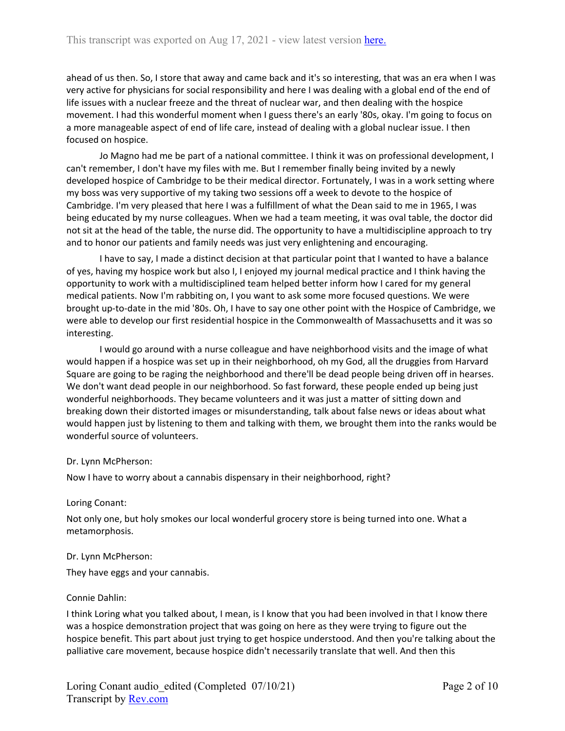ahead of us then. So, I store that away and came back and it's so interesting, that was an era when I was very active for physicians for social responsibility and here I was dealing with a global end of the end of life issues with a nuclear freeze and the threat of nuclear war, and then dealing with the hospice movement. I had this wonderful moment when I guess there's an early '80s, okay. I'm going to focus on a more manageable aspect of end of life care, instead of dealing with a global nuclear issue. I then focused on hospice.

Jo Magno had me be part of a national committee. I think it was on professional development, I can't remember, I don't have my files with me. But I remember finally being invited by a newly developed hospice of Cambridge to be their medical director. Fortunately, I was in a work setting where my boss was very supportive of my taking two sessions off a week to devote to the hospice of Cambridge. I'm very pleased that here I was a fulfillment of what the Dean said to me in 1965, I was being educated by my nurse colleagues. When we had a team meeting, it was oval table, the doctor did not sit at the head of the table, the nurse did. The opportunity to have a multidiscipline approach to try and to honor our patients and family needs was just very enlightening and encouraging.

I have to say, I made a distinct decision at that particular point that I wanted to have a balance of yes, having my hospice work but also I, I enjoyed my journal medical practice and I think having the opportunity to work with a multidisciplined team helped better inform how I cared for my general medical patients. Now I'm rabbiting on, I you want to ask some more focused questions. We were brought up-to-date in the mid '80s. Oh, I have to say one other point with the Hospice of Cambridge, we were able to develop our first residential hospice in the Commonwealth of Massachusetts and it was so interesting.

I would go around with a nurse colleague and have neighborhood visits and the image of what would happen if a hospice was set up in their neighborhood, oh my God, all the druggies from Harvard Square are going to be raging the neighborhood and there'll be dead people being driven off in hearses. We don't want dead people in our neighborhood. So fast forward, these people ended up being just wonderful neighborhoods. They became volunteers and it was just a matter of sitting down and breaking down their distorted images or misunderstanding, talk about false news or ideas about what would happen just by listening to them and talking with them, we brought them into the ranks would be wonderful source of volunteers.

Dr. Lynn McPherson:

Now I have to worry about a cannabis dispensary in their neighborhood, right?

Loring Conant:

Not only one, but holy smokes our local wonderful grocery store is being turned into one. What a metamorphosis.

Dr. Lynn McPherson:

They have eggs and your cannabis.

Connie Dahlin:

I think Loring what you talked about, I mean, is I know that you had been involved in that I know there was a hospice demonstration project that was going on here as they were trying to figure out the hospice benefit. This part about just trying to get hospice understood. And then you're talking about the palliative care movement, because hospice didn't necessarily translate that well. And then this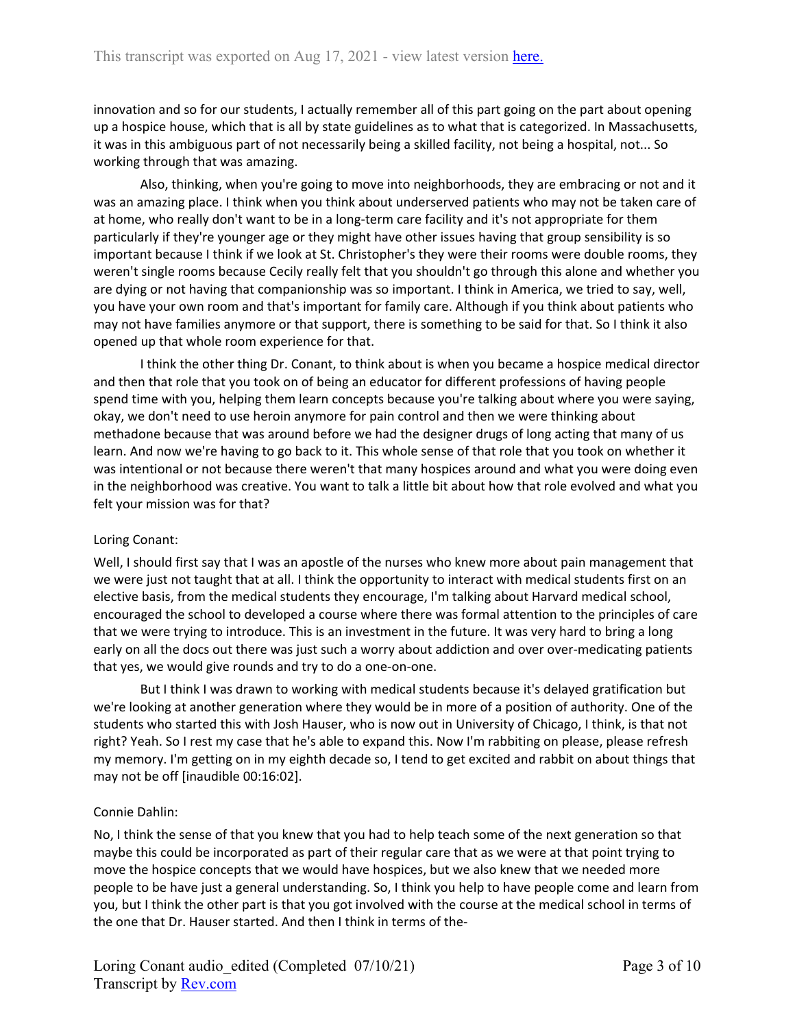innovation and so for our students, I actually remember all of this part going on the part about opening up a hospice house, which that is all by state guidelines as to what that is categorized. In Massachusetts, it was in this ambiguous part of not necessarily being a skilled facility, not being a hospital, not... So working through that was amazing.

Also, thinking, when you're going to move into neighborhoods, they are embracing or not and it was an amazing place. I think when you think about underserved patients who may not be taken care of at home, who really don't want to be in a long-term care facility and it's not appropriate for them particularly if they're younger age or they might have other issues having that group sensibility is so important because I think if we look at St. Christopher's they were their rooms were double rooms, they weren't single rooms because Cecily really felt that you shouldn't go through this alone and whether you are dying or not having that companionship was so important. I think in America, we tried to say, well, you have your own room and that's important for family care. Although if you think about patients who may not have families anymore or that support, there is something to be said for that. So I think it also opened up that whole room experience for that.

I think the other thing Dr. Conant, to think about is when you became a hospice medical director and then that role that you took on of being an educator for different professions of having people spend time with you, helping them learn concepts because you're talking about where you were saying, okay, we don't need to use heroin anymore for pain control and then we were thinking about methadone because that was around before we had the designer drugs of long acting that many of us learn. And now we're having to go back to it. This whole sense of that role that you took on whether it was intentional or not because there weren't that many hospices around and what you were doing even in the neighborhood was creative. You want to talk a little bit about how that role evolved and what you felt your mission was for that?

Loring Conant:

Well, I should first say that I was an apostle of the nurses who knew more about pain management that we were just not taught that at all. I think the opportunity to interact with medical students first on an elective basis, from the medical students they encourage, I'm talking about Harvard medical school, encouraged the school to developed a course where there was formal attention to the principles of care that we were trying to introduce. This is an investment in the future. It was very hard to bring a long early on all the docs out there was just such a worry about addiction and over over-medicating patients that yes, we would give rounds and try to do a one-on-one.

But I think I was drawn to working with medical students because it's delayed gratification but we're looking at another generation where they would be in more of a position of authority. One of the students who started this with Josh Hauser, who is now out in University of Chicago, I think, is that not right? Yeah. So I rest my case that he's able to expand this. Now I'm rabbiting on please, please refresh my memory. I'm getting on in my eighth decade so, I tend to get excited and rabbit on about things that may not be off [inaudible 00:16:02].

Connie Dahlin:

No, I think the sense of that you knew that you had to help teach some of the next generation so that maybe this could be incorporated as part of their regular care that as we were at that point trying to move the hospice concepts that we would have hospices, but we also knew that we needed more people to be have just a general understanding. So, I think you help to have people come and learn from you, but I think the other part is that you got involved with the course at the medical school in terms of the one that Dr. Hauser started. And then I think in terms of the-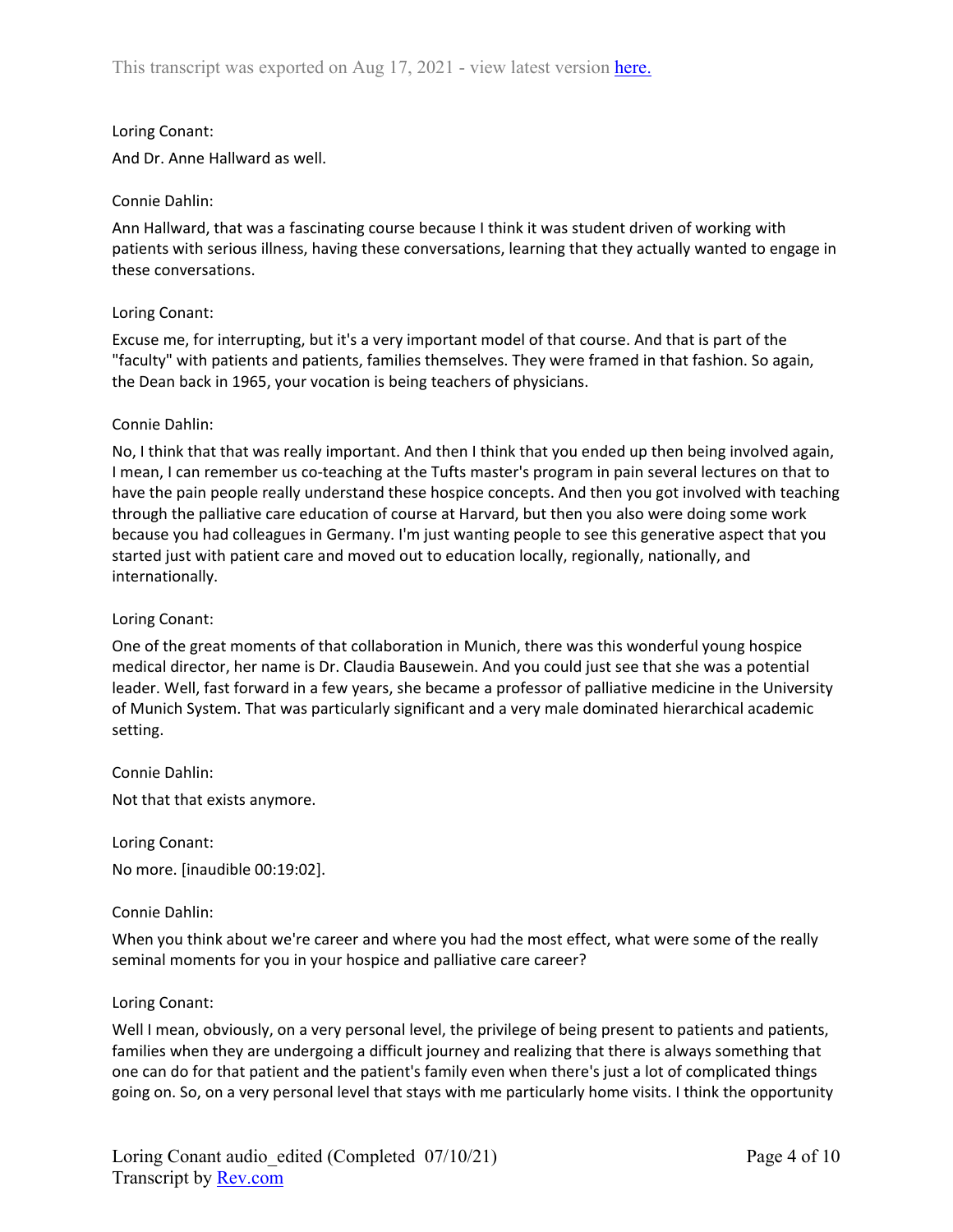Loring Conant:

And Dr. Anne Hallward as well.

Connie Dahlin:

Ann Hallward, that was a fascinating course because I think it was student driven of working with patients with serious illness, having these conversations, learning that they actually wanted to engage in these conversations.

Loring Conant:

Excuse me, for interrupting, but it's a very important model of that course. And that is part of the "faculty" with patients and patients, families themselves. They were framed in that fashion. So again, the Dean back in 1965, your vocation is being teachers of physicians.

Connie Dahlin:

No, I think that that was really important. And then I think that you ended up then being involved again, I mean, I can remember us co-teaching at the Tufts master's program in pain several lectures on that to have the pain people really understand these hospice concepts. And then you got involved with teaching through the palliative care education of course at Harvard, but then you also were doing some work because you had colleagues in Germany. I'm just wanting people to see this generative aspect that you started just with patient care and moved out to education locally, regionally, nationally, and internationally.

Loring Conant:

One of the great moments of that collaboration in Munich, there was this wonderful young hospice medical director, her name is Dr. Claudia Bausewein. And you could just see that she was a potential leader. Well, fast forward in a few years, she became a professor of palliative medicine in the University of Munich System. That was particularly significant and a very male dominated hierarchical academic setting.

Connie Dahlin:

Not that that exists anymore.

Loring Conant:

No more. [inaudible 00:19:02].

Connie Dahlin:

When you think about we're career and where you had the most effect, what were some of the really seminal moments for you in your hospice and palliative care career?

Loring Conant:

Well I mean, obviously, on a very personal level, the privilege of being present to patients and patients, families when they are undergoing a difficult journey and realizing that there is always something that one can do for that patient and the patient's family even when there's just a lot of complicated things going on. So, on a very personal level that stays with me particularly home visits. I think the opportunity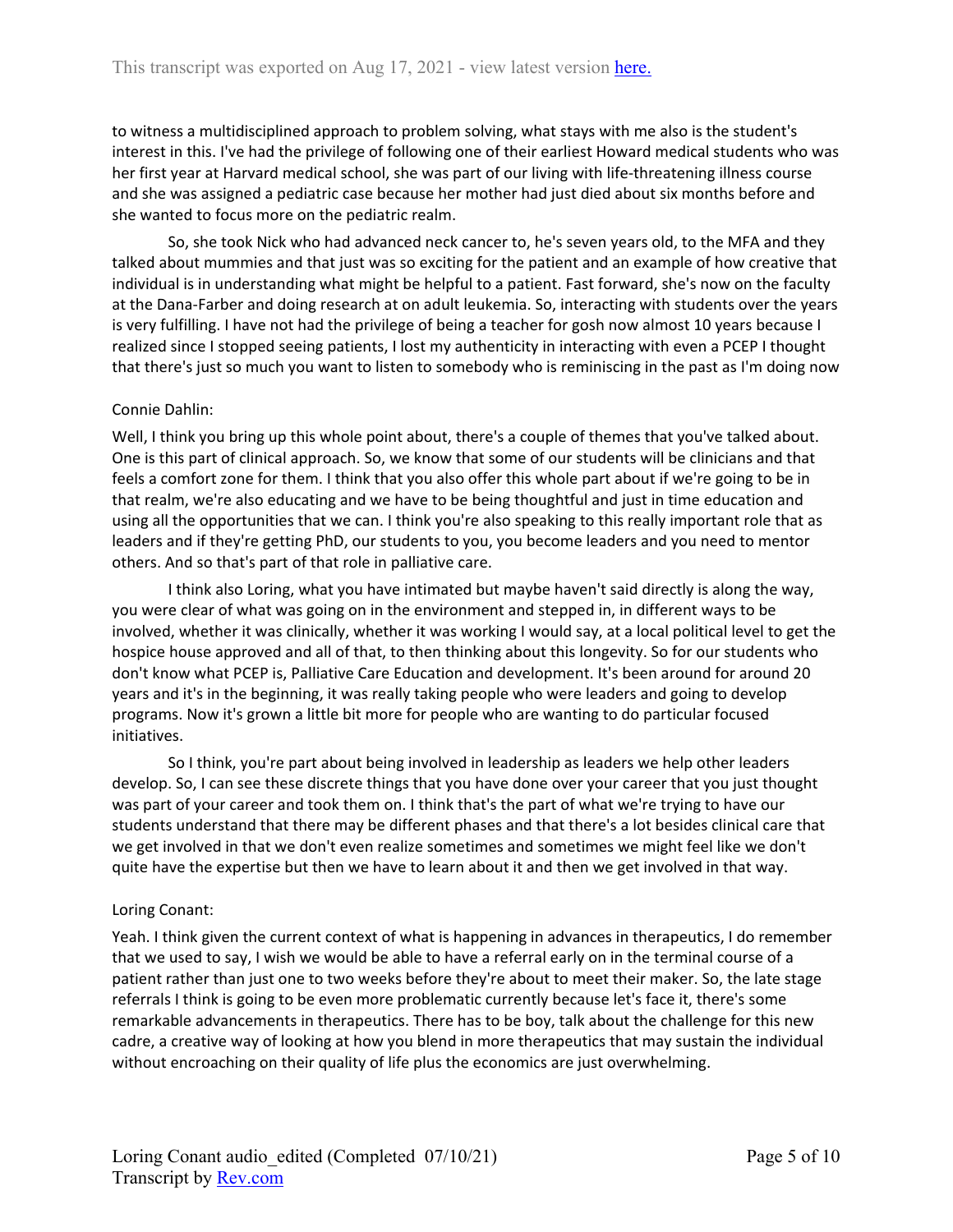to witness a multidisciplined approach to problem solving, what stays with me also is the student's interest in this. I've had the privilege of following one of their earliest Howard medical students who was her first year at Harvard medical school, she was part of our living with life-threatening illness course and she was assigned a pediatric case because her mother had just died about six months before and she wanted to focus more on the pediatric realm.

So, she took Nick who had advanced neck cancer to, he's seven years old, to the MFA and they talked about mummies and that just was so exciting for the patient and an example of how creative that individual is in understanding what might be helpful to a patient. Fast forward, she's now on the faculty at the Dana-Farber and doing research at on adult leukemia. So, interacting with students over the years is very fulfilling. I have not had the privilege of being a teacher for gosh now almost 10 years because I realized since I stopped seeing patients, I lost my authenticity in interacting with even a PCEP I thought that there's just so much you want to listen to somebody who is reminiscing in the past as I'm doing now

Connie Dahlin:

Well, I think you bring up this whole point about, there's a couple of themes that you've talked about. One is this part of clinical approach. So, we know that some of our students will be clinicians and that feels a comfort zone for them. I think that you also offer this whole part about if we're going to be in that realm, we're also educating and we have to be being thoughtful and just in time education and using all the opportunities that we can. I think you're also speaking to this really important role that as leaders and if they're getting PhD, our students to you, you become leaders and you need to mentor others. And so that's part of that role in palliative care.

I think also Loring, what you have intimated but maybe haven't said directly is along the way, you were clear of what was going on in the environment and stepped in, in different ways to be involved, whether it was clinically, whether it was working I would say, at a local political level to get the hospice house approved and all of that, to then thinking about this longevity. So for our students who don't know what PCEP is, Palliative Care Education and development. It's been around for around 20 years and it's in the beginning, it was really taking people who were leaders and going to develop programs. Now it's grown a little bit more for people who are wanting to do particular focused initiatives.

So I think, you're part about being involved in leadership as leaders we help other leaders develop. So, I can see these discrete things that you have done over your career that you just thought was part of your career and took them on. I think that's the part of what we're trying to have our students understand that there may be different phases and that there's a lot besides clinical care that we get involved in that we don't even realize sometimes and sometimes we might feel like we don't quite have the expertise but then we have to learn about it and then we get involved in that way.

Loring Conant:

Yeah. I think given the current context of what is happening in advances in therapeutics, I do remember that we used to say, I wish we would be able to have a referral early on in the terminal course of a patient rather than just one to two weeks before they're about to meet their maker. So, the late stage referrals I think is going to be even more problematic currently because let's face it, there's some remarkable advancements in therapeutics. There has to be boy, talk about the challenge for this new cadre, a creative way of looking at how you blend in more therapeutics that may sustain the individual without encroaching on their quality of life plus the economics are just overwhelming.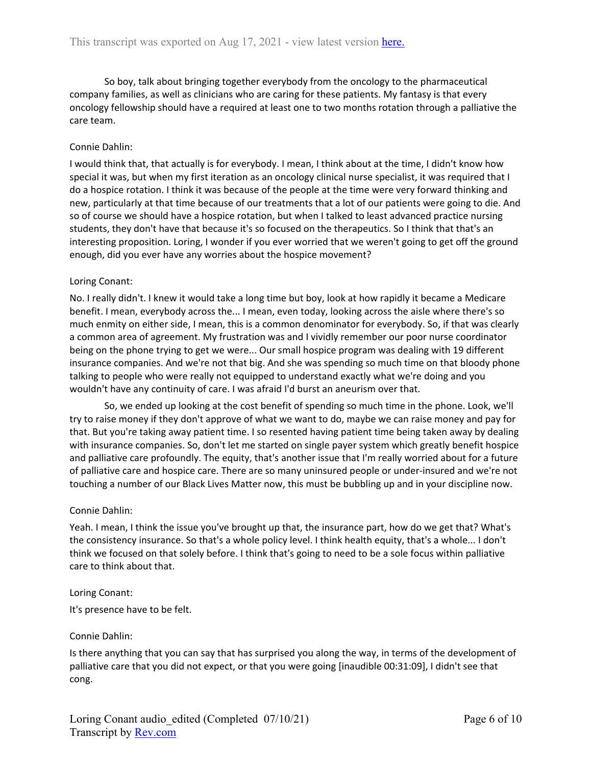So boy, talk about bringing together everybody from the oncology to the pharmaceutical company families, as well as clinicians who are caring for these patients. My fantasy is that every oncology fellowship should have a required at least one to two months rotation through a palliative the care team.

Connie Dahlin:

I would think that, that actually is for everybody. I mean, I think about at the time, I didn't know how special it was, but when my first iteration as an oncology clinical nurse specialist, it was required that I do a hospice rotation. I think it was because of the people at the time were very forward thinking and new, particularly at that time because of our treatments that a lot of our patients were going to die. And so of course we should have a hospice rotation, but when I talked to least advanced practice nursing students, they don't have that because it's so focused on the therapeutics. So I think that that's an interesting proposition. Loring, I wonder if you ever worried that we weren't going to get off the ground enough, did you ever have any worries about the hospice movement?

Loring Conant:

No. I really didn't. I knew it would take a long time but boy, look at how rapidly it became a Medicare benefit. I mean, everybody across the... I mean, even today, looking across the aisle where there's so much enmity on either side, I mean, this is a common denominator for everybody. So, if that was clearly a common area of agreement. My frustration was and I vividly remember our poor nurse coordinator being on the phone trying to get we were... Our small hospice program was dealing with 19 different insurance companies. And we're not that big. And she was spending so much time on that bloody phone talking to people who were really not equipped to understand exactly what we're doing and you wouldn't have any continuity of care. I was afraid I'd burst an aneurism over that.

So, we ended up looking at the cost benefit of spending so much time in the phone. Look, we'll try to raise money if they don't approve of what we want to do, maybe we can raise money and pay for that. But you're taking away patient time. I so resented having patient time being taken away by dealing with insurance companies. So, don't let me started on single payer system which greatly benefit hospice and palliative care profoundly. The equity, that's another issue that I'm really worried about for a future of palliative care and hospice care. There are so many uninsured people or under-insured and we're not touching a number of our Black Lives Matter now, this must be bubbling up and in your discipline now.

Connie Dahlin:

Yeah. I mean, I think the issue you've brought up that, the insurance part, how do we get that? What's the consistency insurance. So that's a whole policy level. I think health equity, that's a whole... I don't think we focused on that solely before. I think that's going to need to be a sole focus within palliative care to think about that.

Loring Conant:

It's presence have to be felt.

Connie Dahlin:

Is there anything that you can say that has surprised you along the way, in terms of the development of palliative care that you did not expect, or that you were going [inaudible 00:31:09], I didn't see that cong.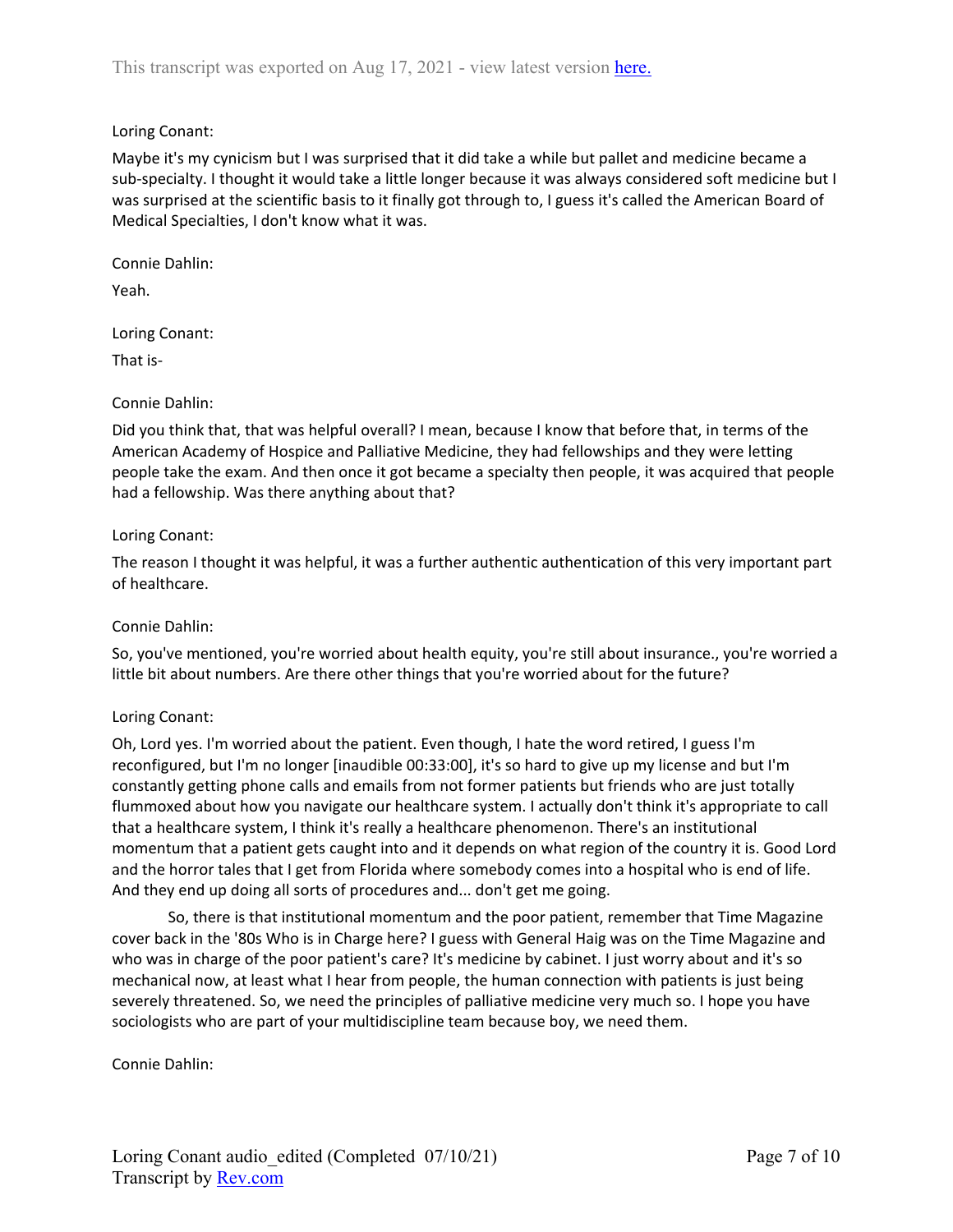Loring Conant:

Maybe it's my cynicism but I was surprised that it did take a while but pallet and medicine became a sub-specialty. I thought it would take a little longer because it was always considered soft medicine but I was surprised at the scientific basis to it finally got through to, I guess it's called the American Board of Medical Specialties, I don't know what it was.

Connie Dahlin:

Yeah.

Loring Conant:

That is-

Connie Dahlin:

Did you think that, that was helpful overall? I mean, because I know that before that, in terms of the American Academy of Hospice and Palliative Medicine, they had fellowships and they were letting people take the exam. And then once it got became a specialty then people, it was acquired that people had a fellowship. Was there anything about that?

Loring Conant:

The reason I thought it was helpful, it was a further authentic authentication of this very important part of healthcare.

Connie Dahlin:

So, you've mentioned, you're worried about health equity, you're still about insurance., you're worried a little bit about numbers. Are there other things that you're worried about for the future?

Loring Conant:

Oh, Lord yes. I'm worried about the patient. Even though, I hate the word retired, I guess I'm reconfigured, but I'm no longer [inaudible 00:33:00], it's so hard to give up my license and but I'm constantly getting phone calls and emails from not former patients but friends who are just totally flummoxed about how you navigate our healthcare system. I actually don't think it's appropriate to call that a healthcare system, I think it's really a healthcare phenomenon. There's an institutional momentum that a patient gets caught into and it depends on what region of the country it is. Good Lord and the horror tales that I get from Florida where somebody comes into a hospital who is end of life. And they end up doing all sorts of procedures and... don't get me going.

So, there is that institutional momentum and the poor patient, remember that Time Magazine cover back in the '80s Who is in Charge here? I guess with General Haig was on the Time Magazine and who was in charge of the poor patient's care? It's medicine by cabinet. I just worry about and it's so mechanical now, at least what I hear from people, the human connection with patients is just being severely threatened. So, we need the principles of palliative medicine very much so. I hope you have sociologists who are part of your multidiscipline team because boy, we need them.

Connie Dahlin: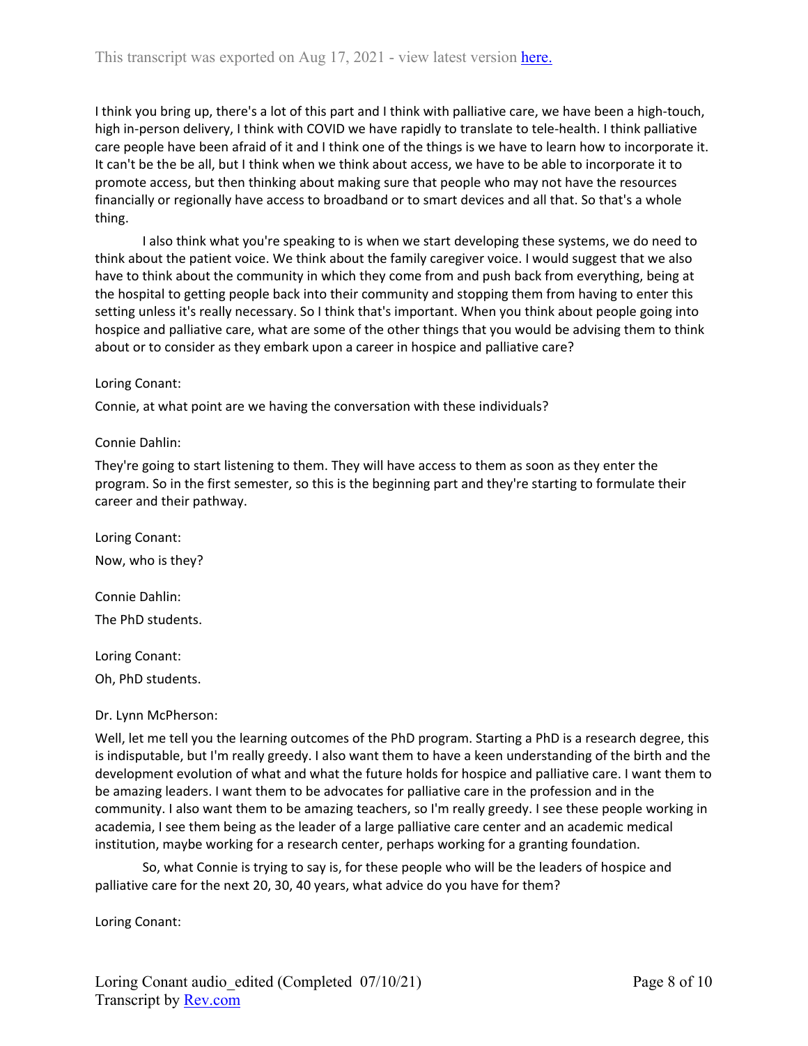I think you bring up, there's a lot of this part and I think with palliative care, we have been a high-touch, high in-person delivery, I think with COVID we have rapidly to translate to tele-health. I think palliative care people have been afraid of it and I think one of the things is we have to learn how to incorporate it. It can't be the be all, but I think when we think about access, we have to be able to incorporate it to promote access, but then thinking about making sure that people who may not have the resources financially or regionally have access to broadband or to smart devices and all that. So that's a whole thing.

I also think what you're speaking to is when we start developing these systems, we do need to think about the patient voice. We think about the family caregiver voice. I would suggest that we also have to think about the community in which they come from and push back from everything, being at the hospital to getting people back into their community and stopping them from having to enter this setting unless it's really necessary. So I think that's important. When you think about people going into hospice and palliative care, what are some of the other things that you would be advising them to think about or to consider as they embark upon a career in hospice and palliative care?

Loring Conant:

Connie, at what point are we having the conversation with these individuals?

Connie Dahlin:

They're going to start listening to them. They will have access to them as soon as they enter the program. So in the first semester, so this is the beginning part and they're starting to formulate their career and their pathway.

Loring Conant:

Now, who is they?

Connie Dahlin:

The PhD students.

Loring Conant:

Oh, PhD students.

Dr. Lynn McPherson:

Well, let me tell you the learning outcomes of the PhD program. Starting a PhD is a research degree, this is indisputable, but I'm really greedy. I also want them to have a keen understanding of the birth and the development evolution of what and what the future holds for hospice and palliative care. I want them to be amazing leaders. I want them to be advocates for palliative care in the profession and in the community. I also want them to be amazing teachers, so I'm really greedy. I see these people working in academia, I see them being as the leader of a large palliative care center and an academic medical institution, maybe working for a research center, perhaps working for a granting foundation.

So, what Connie is trying to say is, for these people who will be the leaders of hospice and palliative care for the next 20, 30, 40 years, what advice do you have for them?

Loring Conant: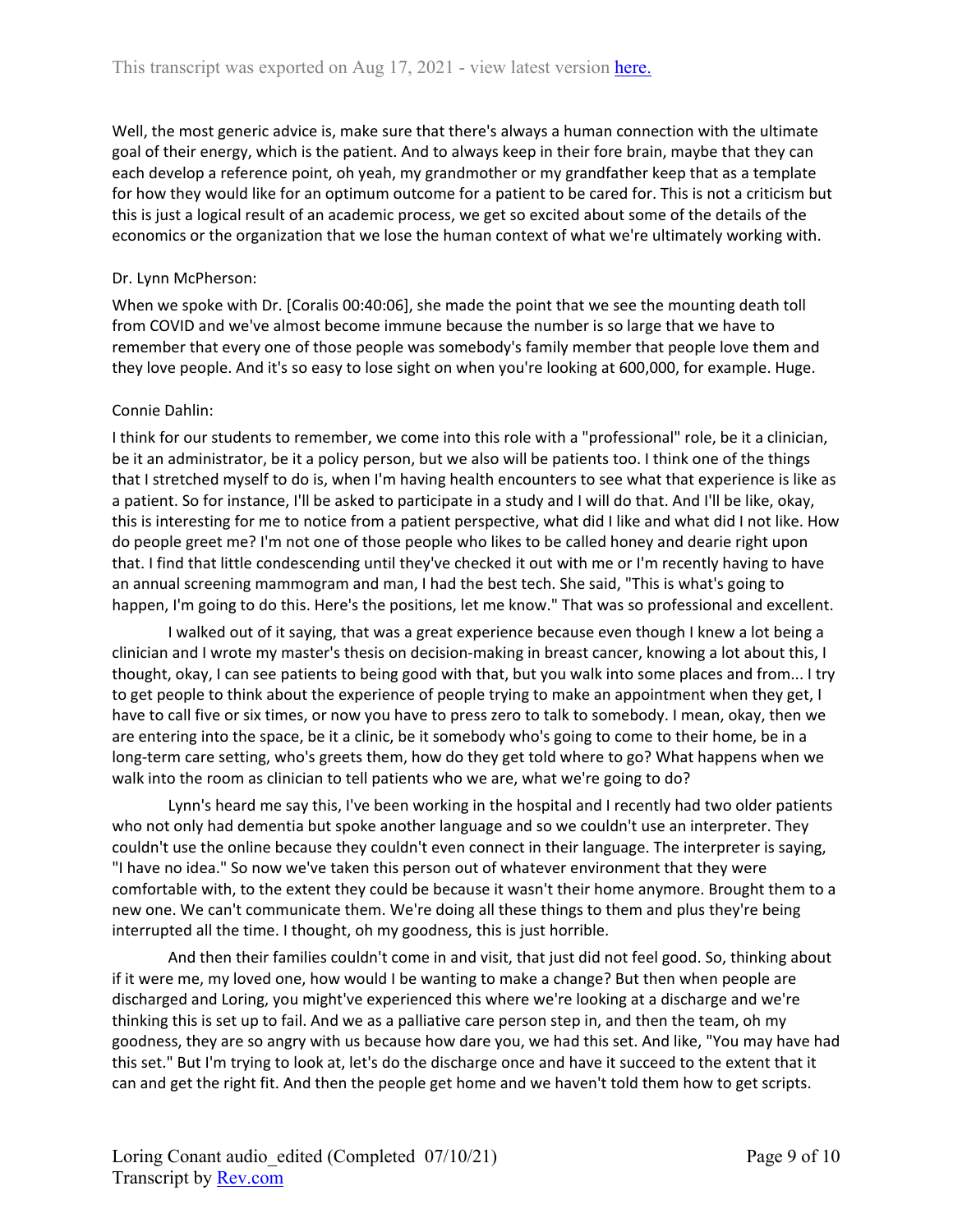Well, the most generic advice is, make sure that there's always a human connection with the ultimate goal of their energy, which is the patient. And to always keep in their fore brain, maybe that they can each develop a reference point, oh yeah, my grandmother or my grandfather keep that as a template for how they would like for an optimum outcome for a patient to be cared for. This is not a criticism but this is just a logical result of an academic process, we get so excited about some of the details of the economics or the organization that we lose the human context of what we're ultimately working with.

Dr. Lynn McPherson:

When we spoke with Dr. [Coralis 00:40:06], she made the point that we see the mounting death toll from COVID and we've almost become immune because the number is so large that we have to remember that every one of those people was somebody's family member that people love them and they love people. And it's so easy to lose sight on when you're looking at 600,000, for example. Huge.

Connie Dahlin:

I think for our students to remember, we come into this role with a "professional" role, be it a clinician, be it an administrator, be it a policy person, but we also will be patients too. I think one of the things that I stretched myself to do is, when I'm having health encounters to see what that experience is like as a patient. So for instance, I'll be asked to participate in a study and I will do that. And I'll be like, okay, this is interesting for me to notice from a patient perspective, what did I like and what did I not like. How do people greet me? I'm not one of those people who likes to be called honey and dearie right upon that. I find that little condescending until they've checked it out with me or I'm recently having to have an annual screening mammogram and man, I had the best tech. She said, "This is what's going to happen, I'm going to do this. Here's the positions, let me know." That was so professional and excellent.

I walked out of it saying, that was a great experience because even though I knew a lot being a clinician and I wrote my master's thesis on decision-making in breast cancer, knowing a lot about this, I thought, okay, I can see patients to being good with that, but you walk into some places and from... I try to get people to think about the experience of people trying to make an appointment when they get, I have to call five or six times, or now you have to press zero to talk to somebody. I mean, okay, then we are entering into the space, be it a clinic, be it somebody who's going to come to their home, be in a long-term care setting, who's greets them, how do they get told where to go? What happens when we walk into the room as clinician to tell patients who we are, what we're going to do?

Lynn's heard me say this, I've been working in the hospital and I recently had two older patients who not only had dementia but spoke another language and so we couldn't use an interpreter. They couldn't use the online because they couldn't even connect in their language. The interpreter is saying, "I have no idea." So now we've taken this person out of whatever environment that they were comfortable with, to the extent they could be because it wasn't their home anymore. Brought them to a new one. We can't communicate them. We're doing all these things to them and plus they're being interrupted all the time. I thought, oh my goodness, this is just horrible.

And then their families couldn't come in and visit, that just did not feel good. So, thinking about if it were me, my loved one, how would I be wanting to make a change? But then when people are discharged and Loring, you might've experienced this where we're looking at a discharge and we're thinking this is set up to fail. And we as a palliative care person step in, and then the team, oh my goodness, they are so angry with us because how dare you, we had this set. And like, "You may have had this set." But I'm trying to look at, let's do the discharge once and have it succeed to the extent that it can and get the right fit. And then the people get home and we haven't told them how to get scripts.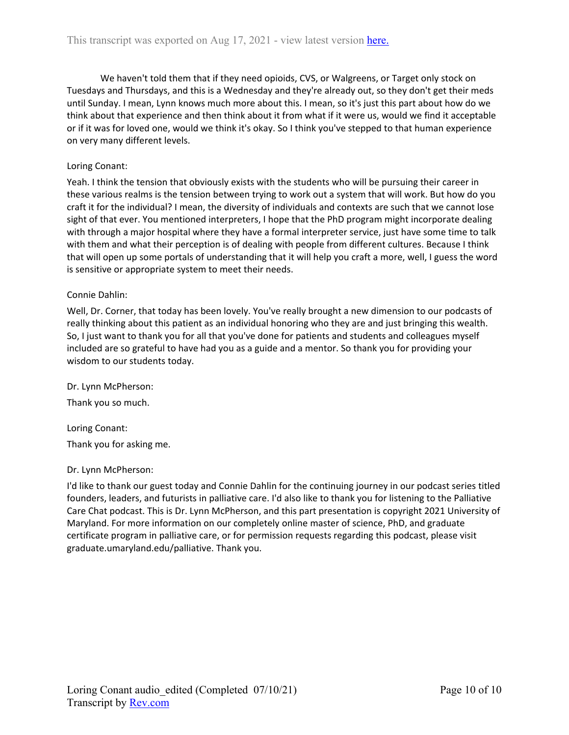We haven't told them that if they need opioids, CVS, or Walgreens, or Target only stock on Tuesdays and Thursdays, and this is a Wednesday and they're already out, so they don't get their meds until Sunday. I mean, Lynn knows much more about this. I mean, so it's just this part about how do we think about that experience and then think about it from what if it were us, would we find it acceptable or if it was for loved one, would we think it's okay. So I think you've stepped to that human experience on very many different levels.

Loring Conant:

Yeah. I think the tension that obviously exists with the students who will be pursuing their career in these various realms is the tension between trying to work out a system that will work. But how do you craft it for the individual? I mean, the diversity of individuals and contexts are such that we cannot lose sight of that ever. You mentioned interpreters, I hope that the PhD program might incorporate dealing with through a major hospital where they have a formal interpreter service, just have some time to talk with them and what their perception is of dealing with people from different cultures. Because I think that will open up some portals of understanding that it will help you craft a more, well, I guess the word is sensitive or appropriate system to meet their needs.

Connie Dahlin:

Well, Dr. Corner, that today has been lovely. You've really brought a new dimension to our podcasts of really thinking about this patient as an individual honoring who they are and just bringing this wealth. So, I just want to thank you for all that you've done for patients and students and colleagues myself included are so grateful to have had you as a guide and a mentor. So thank you for providing your wisdom to our students today.

Dr. Lynn McPherson:

Thank you so much.

Loring Conant:

Thank you for asking me.

Dr. Lynn McPherson:

I'd like to thank our guest today and Connie Dahlin for the continuing journey in our podcast series titled founders, leaders, and futurists in palliative care. I'd also like to thank you for listening to the Palliative Care Chat podcast. This is Dr. Lynn McPherson, and this part presentation is copyright 2021 University of Maryland. For more information on our completely online master of science, PhD, and graduate certificate program in palliative care, or for permission requests regarding this podcast, please visit graduate.umaryland.edu/palliative. Thank you.